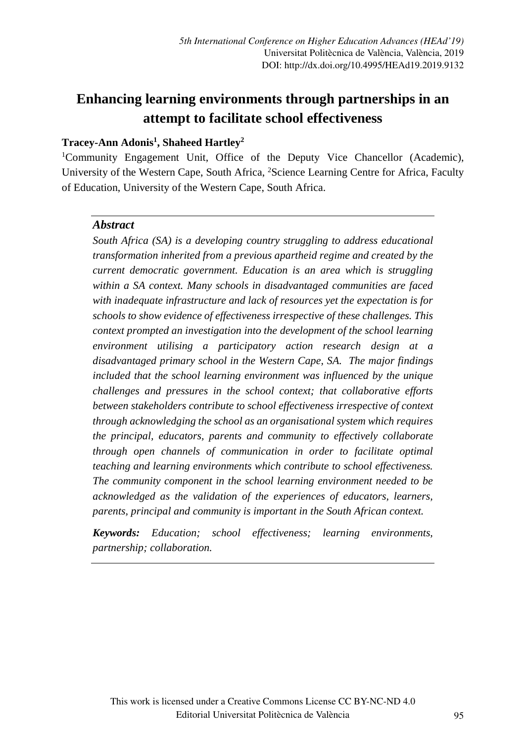# Enhancing learning environments through partnerships in an attempt to facilitate school effectiveness

**Tracey-Ann Adonis[1], Shaheed Hartley[2]**

[1]Community Engagement Unit, Office of the Deputy Vice Chancellor (Academic), University of the Western Cape, South Africa, [2]Science Learning Centre for Africa, Faculty of Education, University of the Western Cape, South Africa.

## Abstract

*South Africa (SA) is a developing country struggling to address educational transformation inherited from a previous apartheid regime and created by the current democratic government. Education is an area which is struggling within a SA context. Many schools in disadvantaged communities are faced with inadequate infrastructure and lack of resources yet the expectation is for schools to show evidence of effectiveness irrespective of these challenges. This context prompted an investigation into the development of the school learning environment utilising a participatory action research design at a disadvantaged primary school in the Western Cape, SA. The major findings included that the school learning environment was influenced by the unique challenges and pressures in the school context; that collaborative efforts between stakeholders contribute to school effectiveness irrespective of context through acknowledging the school as an organisational system which requires the principal, educators, parents and community to effectively collaborate through open channels of communication in order to facilitate optimal teaching and learning environments which contribute to school effectiveness. The community component in the school learning environment needed to be acknowledged as the validation of the experiences of educators, learners, parents, principal and community is important in the South African context.*

***Keywords:*** *Education; school effectiveness; learning environments, partnership; collaboration.*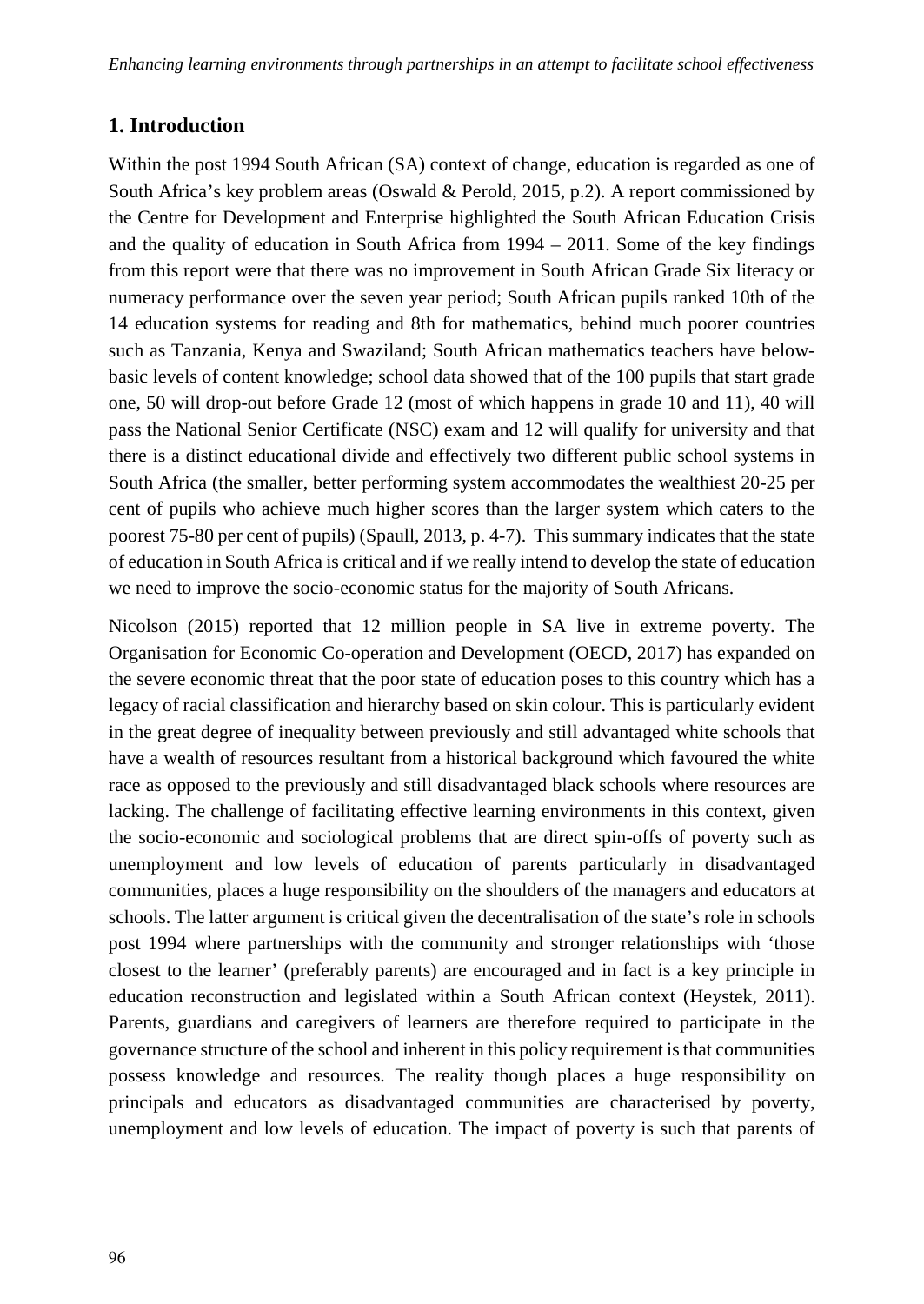## 1. Introduction

Within the post 1994 South African (SA) context of change, education is regarded as one of South Africa's key problem areas (Oswald & Perold, 2015, p.2). A report commissioned by the Centre for Development and Enterprise highlighted the South African Education Crisis and the quality of education in South Africa from 1994 – 2011. Some of the key findings from this report were that there was no improvement in South African Grade Six literacy or numeracy performance over the seven year period; South African pupils ranked 10th of the 14 education systems for reading and 8th for mathematics, behind much poorer countries such as Tanzania, Kenya and Swaziland; South African mathematics teachers have below-basic levels of content knowledge; school data showed that of the 100 pupils that start grade one, 50 will drop-out before Grade 12 (most of which happens in grade 10 and 11), 40 will pass the National Senior Certificate (NSC) exam and 12 will qualify for university and that there is a distinct educational divide and effectively two different public school systems in South Africa (the smaller, better performing system accommodates the wealthiest 20-25 per cent of pupils who achieve much higher scores than the larger system which caters to the poorest 75-80 per cent of pupils) (Spaull, 2013, p. 4-7). This summary indicates that the state of education in South Africa is critical and if we really intend to develop the state of education we need to improve the socio-economic status for the majority of South Africans.

Nicolson (2015) reported that 12 million people in SA live in extreme poverty. The Organisation for Economic Co-operation and Development (OECD, 2017) has expanded on the severe economic threat that the poor state of education poses to this country which has a legacy of racial classification and hierarchy based on skin colour. This is particularly evident in the great degree of inequality between previously and still advantaged white schools that have a wealth of resources resultant from a historical background which favoured the white race as opposed to the previously and still disadvantaged black schools where resources are lacking. The challenge of facilitating effective learning environments in this context, given the socio-economic and sociological problems that are direct spin-offs of poverty such as unemployment and low levels of education of parents particularly in disadvantaged communities, places a huge responsibility on the shoulders of the managers and educators at schools. The latter argument is critical given the decentralisation of the state's role in schools post 1994 where partnerships with the community and stronger relationships with 'those closest to the learner' (preferably parents) are encouraged and in fact is a key principle in education reconstruction and legislated within a South African context (Heystek, 2011). Parents, guardians and caregivers of learners are therefore required to participate in the governance structure of the school and inherent in this policy requirement is that communities possess knowledge and resources. The reality though places a huge responsibility on principals and educators as disadvantaged communities are characterised by poverty, unemployment and low levels of education. The impact of poverty is such that parents of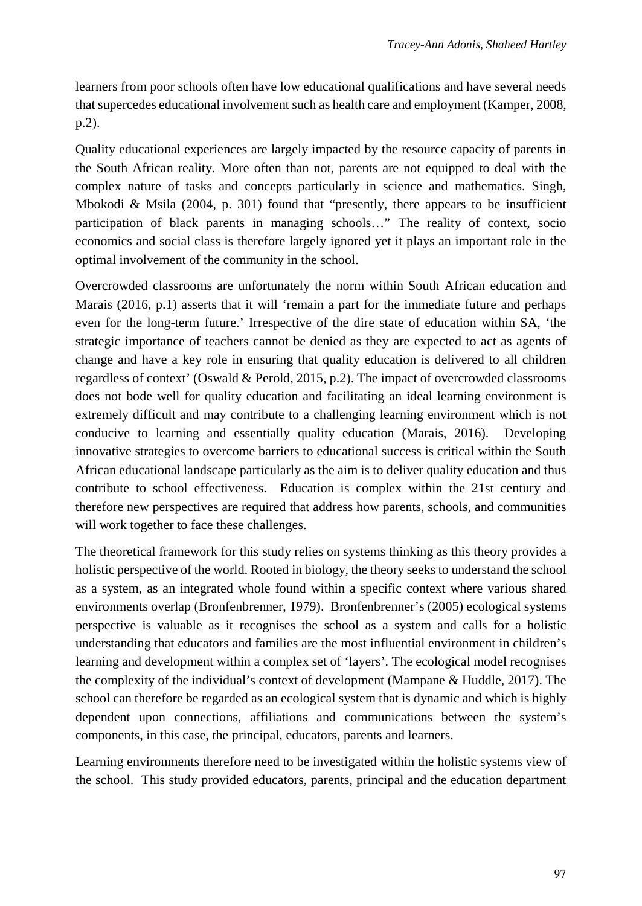learners from poor schools often have low educational qualifications and have several needs that supercedes educational involvement such as health care and employment (Kamper, 2008, p.2).

Quality educational experiences are largely impacted by the resource capacity of parents in the South African reality. More often than not, parents are not equipped to deal with the complex nature of tasks and concepts particularly in science and mathematics. Singh, Mbokodi & Msila (2004, p. 301) found that "presently, there appears to be insufficient participation of black parents in managing schools…" The reality of context, socio economics and social class is therefore largely ignored yet it plays an important role in the optimal involvement of the community in the school.

Overcrowded classrooms are unfortunately the norm within South African education and Marais (2016, p.1) asserts that it will 'remain a part for the immediate future and perhaps even for the long-term future.' Irrespective of the dire state of education within SA, 'the strategic importance of teachers cannot be denied as they are expected to act as agents of change and have a key role in ensuring that quality education is delivered to all children regardless of context' (Oswald & Perold, 2015, p.2). The impact of overcrowded classrooms does not bode well for quality education and facilitating an ideal learning environment is extremely difficult and may contribute to a challenging learning environment which is not conducive to learning and essentially quality education (Marais, 2016). Developing innovative strategies to overcome barriers to educational success is critical within the South African educational landscape particularly as the aim is to deliver quality education and thus contribute to school effectiveness. Education is complex within the 21st century and therefore new perspectives are required that address how parents, schools, and communities will work together to face these challenges.

The theoretical framework for this study relies on systems thinking as this theory provides a holistic perspective of the world. Rooted in biology, the theory seeks to understand the school as a system, as an integrated whole found within a specific context where various shared environments overlap (Bronfenbrenner, 1979). Bronfenbrenner's (2005) ecological systems perspective is valuable as it recognises the school as a system and calls for a holistic understanding that educators and families are the most influential environment in children's learning and development within a complex set of 'layers'. The ecological model recognises the complexity of the individual's context of development (Mampane & Huddle, 2017). The school can therefore be regarded as an ecological system that is dynamic and which is highly dependent upon connections, affiliations and communications between the system's components, in this case, the principal, educators, parents and learners.

Learning environments therefore need to be investigated within the holistic systems view of the school. This study provided educators, parents, principal and the education department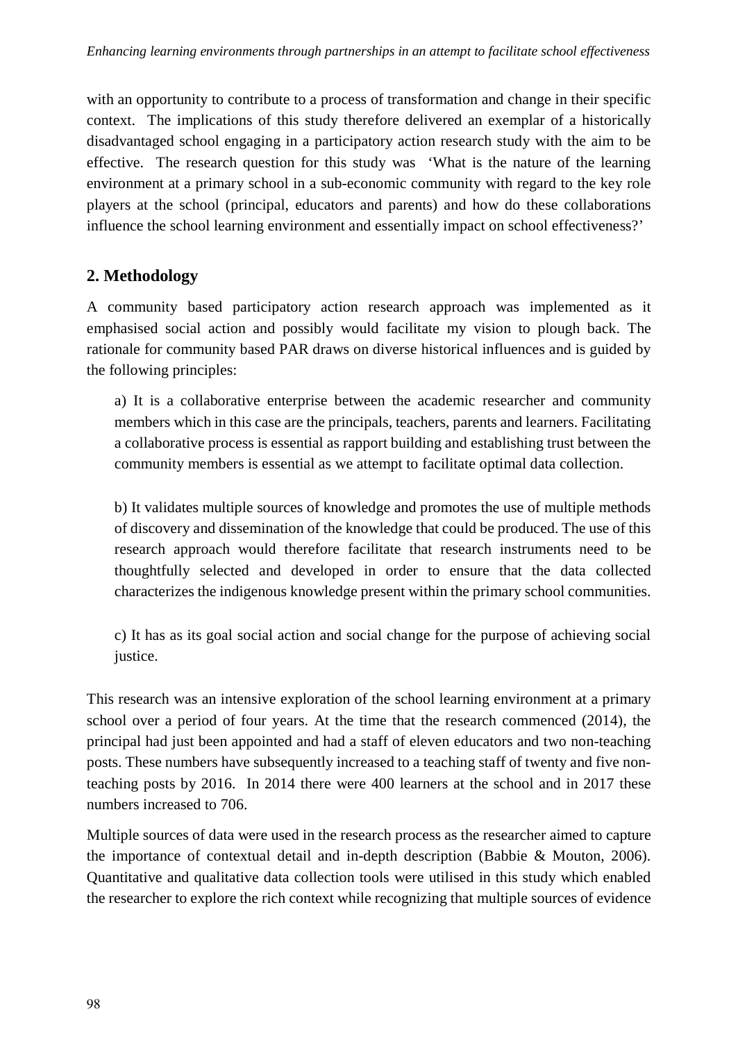with an opportunity to contribute to a process of transformation and change in their specific context. The implications of this study therefore delivered an exemplar of a historically disadvantaged school engaging in a participatory action research study with the aim to be effective. The research question for this study was 'What is the nature of the learning environment at a primary school in a sub-economic community with regard to the key role players at the school (principal, educators and parents) and how do these collaborations influence the school learning environment and essentially impact on school effectiveness?'

## 2. Methodology

A community based participatory action research approach was implemented as it emphasised social action and possibly would facilitate my vision to plough back. The rationale for community based PAR draws on diverse historical influences and is guided by the following principles:

a) It is a collaborative enterprise between the academic researcher and community members which in this case are the principals, teachers, parents and learners. Facilitating a collaborative process is essential as rapport building and establishing trust between the community members is essential as we attempt to facilitate optimal data collection.

b) It validates multiple sources of knowledge and promotes the use of multiple methods of discovery and dissemination of the knowledge that could be produced. The use of this research approach would therefore facilitate that research instruments need to be thoughtfully selected and developed in order to ensure that the data collected characterizes the indigenous knowledge present within the primary school communities.

c) It has as its goal social action and social change for the purpose of achieving social justice.

This research was an intensive exploration of the school learning environment at a primary school over a period of four years. At the time that the research commenced (2014), the principal had just been appointed and had a staff of eleven educators and two non-teaching posts. These numbers have subsequently increased to a teaching staff of twenty and five non-teaching posts by 2016. In 2014 there were 400 learners at the school and in 2017 these numbers increased to 706.

Multiple sources of data were used in the research process as the researcher aimed to capture the importance of contextual detail and in-depth description (Babbie & Mouton, 2006). Quantitative and qualitative data collection tools were utilised in this study which enabled the researcher to explore the rich context while recognizing that multiple sources of evidence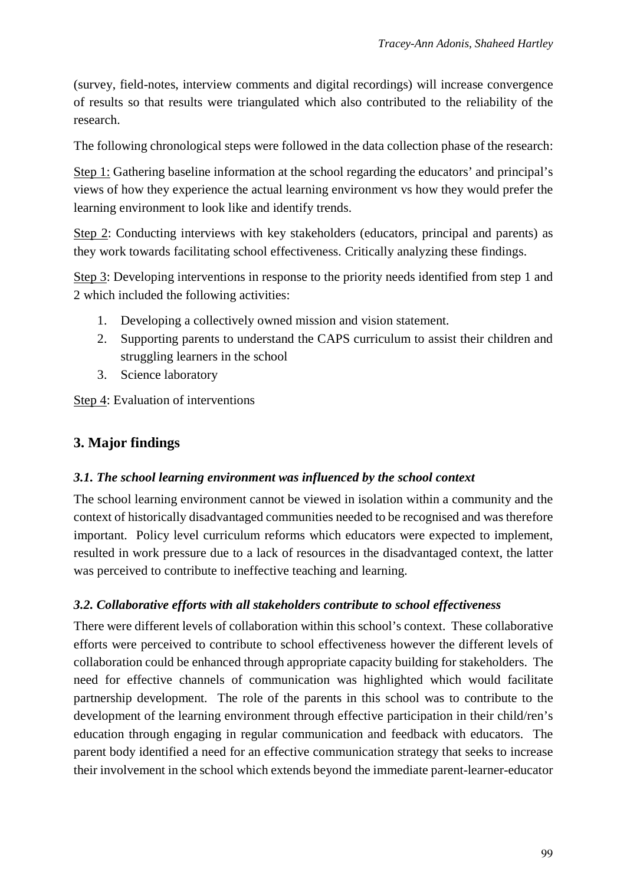(survey, field-notes, interview comments and digital recordings) will increase convergence of results so that results were triangulated which also contributed to the reliability of the research.

The following chronological steps were followed in the data collection phase of the research:

Step 1: Gathering baseline information at the school regarding the educators' and principal's views of how they experience the actual learning environment vs how they would prefer the learning environment to look like and identify trends.

Step 2: Conducting interviews with key stakeholders (educators, principal and parents) as they work towards facilitating school effectiveness. Critically analyzing these findings.

Step 3: Developing interventions in response to the priority needs identified from step 1 and 2 which included the following activities:

1. Developing a collectively owned mission and vision statement.
2. Supporting parents to understand the CAPS curriculum to assist their children and struggling learners in the school
3. Science laboratory

Step 4: Evaluation of interventions

## 3. Major findings

### *3.1. The school learning environment was influenced by the school context*

The school learning environment cannot be viewed in isolation within a community and the context of historically disadvantaged communities needed to be recognised and was therefore important. Policy level curriculum reforms which educators were expected to implement, resulted in work pressure due to a lack of resources in the disadvantaged context, the latter was perceived to contribute to ineffective teaching and learning.

### *3.2. Collaborative efforts with all stakeholders contribute to school effectiveness*

There were different levels of collaboration within this school's context. These collaborative efforts were perceived to contribute to school effectiveness however the different levels of collaboration could be enhanced through appropriate capacity building for stakeholders. The need for effective channels of communication was highlighted which would facilitate partnership development. The role of the parents in this school was to contribute to the development of the learning environment through effective participation in their child/ren's education through engaging in regular communication and feedback with educators. The parent body identified a need for an effective communication strategy that seeks to increase their involvement in the school which extends beyond the immediate parent-learner-educator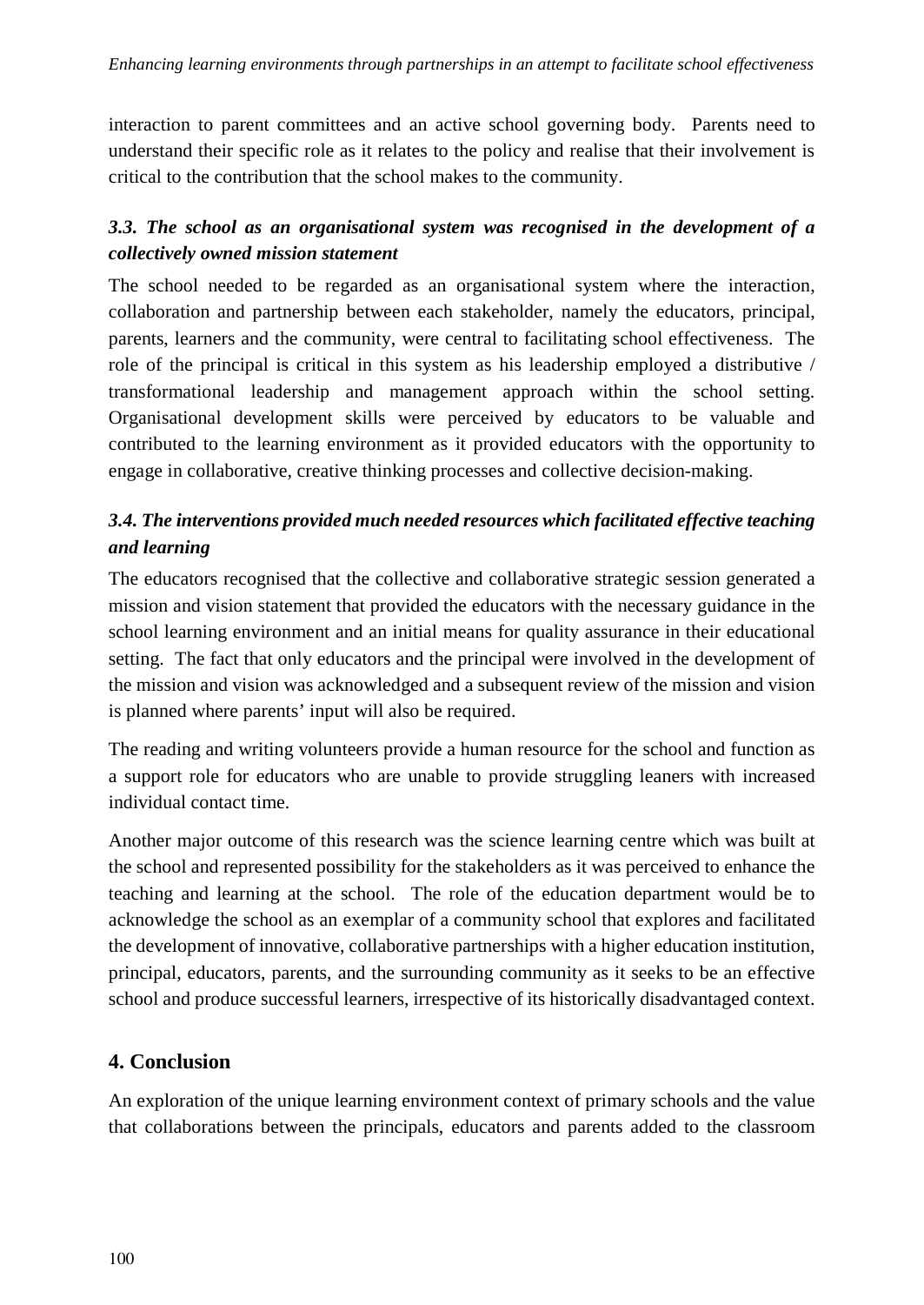interaction to parent committees and an active school governing body. Parents need to understand their specific role as it relates to the policy and realise that their involvement is critical to the contribution that the school makes to the community.

### *3.3. The school as an organisational system was recognised in the development of a collectively owned mission statement*

The school needed to be regarded as an organisational system where the interaction, collaboration and partnership between each stakeholder, namely the educators, principal, parents, learners and the community, were central to facilitating school effectiveness. The role of the principal is critical in this system as his leadership employed a distributive / transformational leadership and management approach within the school setting. Organisational development skills were perceived by educators to be valuable and contributed to the learning environment as it provided educators with the opportunity to engage in collaborative, creative thinking processes and collective decision-making.

### *3.4. The interventions provided much needed resources which facilitated effective teaching and learning*

The educators recognised that the collective and collaborative strategic session generated a mission and vision statement that provided the educators with the necessary guidance in the school learning environment and an initial means for quality assurance in their educational setting. The fact that only educators and the principal were involved in the development of the mission and vision was acknowledged and a subsequent review of the mission and vision is planned where parents' input will also be required.

The reading and writing volunteers provide a human resource for the school and function as a support role for educators who are unable to provide struggling leaners with increased individual contact time.

Another major outcome of this research was the science learning centre which was built at the school and represented possibility for the stakeholders as it was perceived to enhance the teaching and learning at the school. The role of the education department would be to acknowledge the school as an exemplar of a community school that explores and facilitated the development of innovative, collaborative partnerships with a higher education institution, principal, educators, parents, and the surrounding community as it seeks to be an effective school and produce successful learners, irrespective of its historically disadvantaged context.

## 4. Conclusion

An exploration of the unique learning environment context of primary schools and the value that collaborations between the principals, educators and parents added to the classroom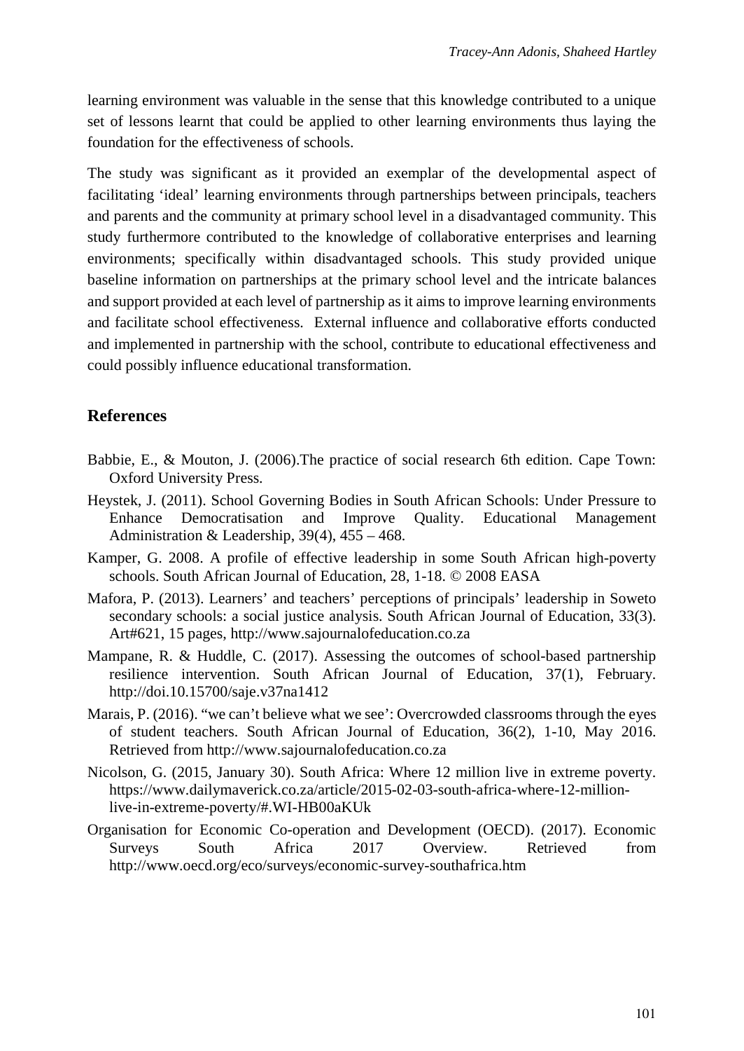learning environment was valuable in the sense that this knowledge contributed to a unique set of lessons learnt that could be applied to other learning environments thus laying the foundation for the effectiveness of schools.

The study was significant as it provided an exemplar of the developmental aspect of facilitating 'ideal' learning environments through partnerships between principals, teachers and parents and the community at primary school level in a disadvantaged community. This study furthermore contributed to the knowledge of collaborative enterprises and learning environments; specifically within disadvantaged schools. This study provided unique baseline information on partnerships at the primary school level and the intricate balances and support provided at each level of partnership as it aims to improve learning environments and facilitate school effectiveness. External influence and collaborative efforts conducted and implemented in partnership with the school, contribute to educational effectiveness and could possibly influence educational transformation.

## References

Babbie, E., & Mouton, J. (2006).The practice of social research 6th edition. Cape Town: Oxford University Press.

Heystek, J. (2011). School Governing Bodies in South African Schools: Under Pressure to Enhance Democratisation and Improve Quality. Educational Management Administration & Leadership, 39(4), 455 – 468.

Kamper, G. 2008. A profile of effective leadership in some South African high-poverty schools. South African Journal of Education, 28, 1-18. © 2008 EASA

Mafora, P. (2013). Learners' and teachers' perceptions of principals' leadership in Soweto secondary schools: a social justice analysis. South African Journal of Education, 33(3). Art#621, 15 pages, http://www.sajournalofeducation.co.za

Mampane, R. & Huddle, C. (2017). Assessing the outcomes of school-based partnership resilience intervention. South African Journal of Education, 37(1), February. http://doi.10.15700/saje.v37na1412

Marais, P. (2016). "we can't believe what we see': Overcrowded classrooms through the eyes of student teachers. South African Journal of Education, 36(2), 1-10, May 2016. Retrieved from http://www.sajournalofeducation.co.za

Nicolson, G. (2015, January 30). South Africa: Where 12 million live in extreme poverty. https://www.dailymaverick.co.za/article/2015-02-03-south-africa-where-12-million-live-in-extreme-poverty/#.WI-HB00aKUk

Organisation for Economic Co-operation and Development (OECD). (2017). Economic Surveys South Africa 2017 Overview. Retrieved from http://www.oecd.org/eco/surveys/economic-survey-southafrica.htm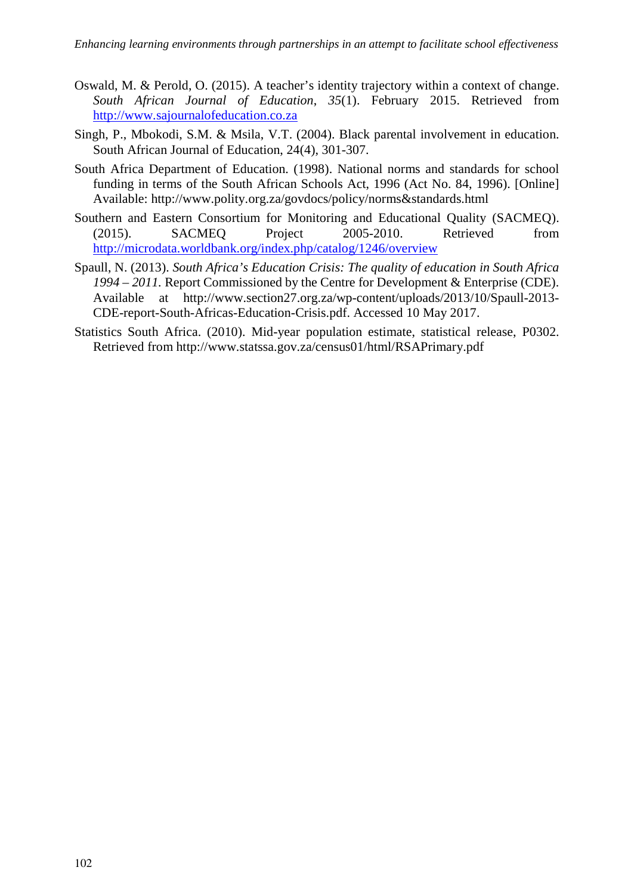Oswald, M. & Perold, O. (2015). A teacher's identity trajectory within a context of change. *South African Journal of Education*, *35*(1). February 2015. Retrieved from http://www.sajournalofeducation.co.za

Singh, P., Mbokodi, S.M. & Msila, V.T. (2004). Black parental involvement in education. South African Journal of Education, 24(4), 301-307.

South Africa Department of Education. (1998). National norms and standards for school funding in terms of the South African Schools Act, 1996 (Act No. 84, 1996). [Online] Available: http://www.polity.org.za/govdocs/policy/norms&standards.html

Southern and Eastern Consortium for Monitoring and Educational Quality (SACMEQ). (2015). SACMEQ Project 2005-2010. Retrieved from http://microdata.worldbank.org/index.php/catalog/1246/overview

Spaull, N. (2013). *South Africa's Education Crisis: The quality of education in South Africa 1994 – 2011.* Report Commissioned by the Centre for Development & Enterprise (CDE). Available at http://www.section27.org.za/wp-content/uploads/2013/10/Spaull-2013-CDE-report-South-Africas-Education-Crisis.pdf. Accessed 10 May 2017.

Statistics South Africa. (2010). Mid-year population estimate, statistical release, P0302. Retrieved from http://www.statssa.gov.za/census01/html/RSAPrimary.pdf